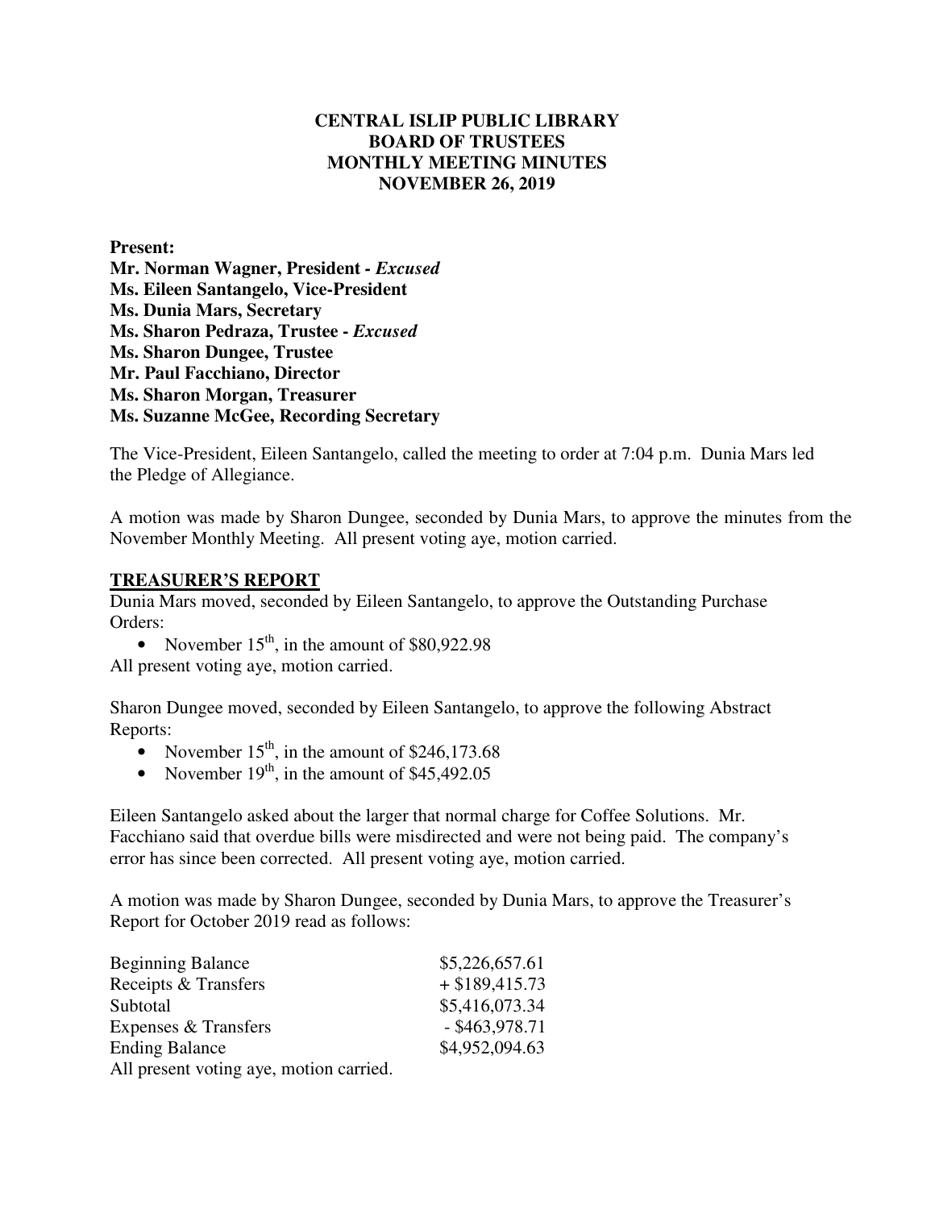# CENTRAL ISLIP PUBLIC LIBRARY
## BOARD OF TRUSTEES
## MONTHLY MEETING MINUTES
## NOVEMBER 26, 2019

**Present:**
**Mr. Norman Wagner, President -** ***Excused***
**Ms. Eileen Santangelo, Vice-President**
**Ms. Dunia Mars, Secretary**
**Ms. Sharon Pedraza, Trustee -** ***Excused***
**Ms. Sharon Dungee, Trustee**
**Mr. Paul Facchiano, Director**
**Ms. Sharon Morgan, Treasurer**
**Ms. Suzanne McGee, Recording Secretary**

The Vice-President, Eileen Santangelo, called the meeting to order at 7:04 p.m. Dunia Mars led the Pledge of Allegiance.

A motion was made by Sharon Dungee, seconded by Dunia Mars, to approve the minutes from the November Monthly Meeting. All present voting aye, motion carried.

**TREASURER'S REPORT**

Dunia Mars moved, seconded by Eileen Santangelo, to approve the Outstanding Purchase Orders:

- November 15th, in the amount of $80,922.98

All present voting aye, motion carried.

Sharon Dungee moved, seconded by Eileen Santangelo, to approve the following Abstract Reports:

- November 15th, in the amount of $246,173.68
- November 19th, in the amount of $45,492.05

Eileen Santangelo asked about the larger that normal charge for Coffee Solutions. Mr. Facchiano said that overdue bills were misdirected and were not being paid. The company's error has since been corrected. All present voting aye, motion carried.

A motion was made by Sharon Dungee, seconded by Dunia Mars, to approve the Treasurer's Report for October 2019 read as follows:

| | |
|---|---|
| Beginning Balance | $5,226,657.61 |
| Receipts & Transfers | + $189,415.73 |
| Subtotal | $5,416,073.34 |
| Expenses & Transfers | - $463,978.71 |
| Ending Balance | $4,952,094.63 |

All present voting aye, motion carried.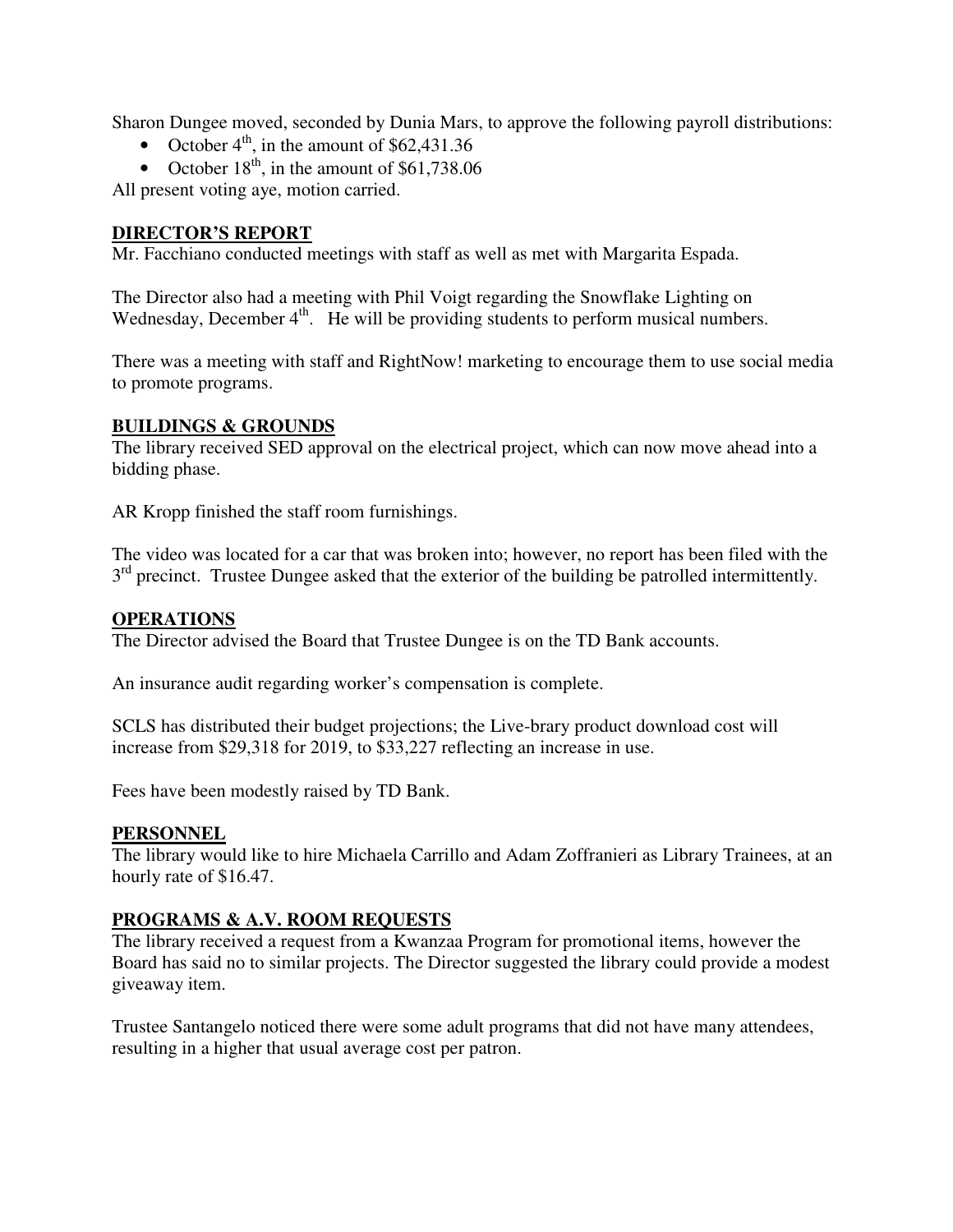Sharon Dungee moved, seconded by Dunia Mars, to approve the following payroll distributions:

- October 4th, in the amount of $62,431.36
- October 18th, in the amount of $61,738.06

All present voting aye, motion carried.

## DIRECTOR'S REPORT

Mr. Facchiano conducted meetings with staff as well as met with Margarita Espada.

The Director also had a meeting with Phil Voigt regarding the Snowflake Lighting on Wednesday, December 4th. He will be providing students to perform musical numbers.

There was a meeting with staff and RightNow! marketing to encourage them to use social media to promote programs.

## BUILDINGS & GROUNDS

The library received SED approval on the electrical project, which can now move ahead into a bidding phase.

AR Kropp finished the staff room furnishings.

The video was located for a car that was broken into; however, no report has been filed with the 3rd precinct. Trustee Dungee asked that the exterior of the building be patrolled intermittently.

## OPERATIONS

The Director advised the Board that Trustee Dungee is on the TD Bank accounts.

An insurance audit regarding worker's compensation is complete.

SCLS has distributed their budget projections; the Live-brary product download cost will increase from $29,318 for 2019, to $33,227 reflecting an increase in use.

Fees have been modestly raised by TD Bank.

## PERSONNEL

The library would like to hire Michaela Carrillo and Adam Zoffranieri as Library Trainees, at an hourly rate of $16.47.

## PROGRAMS & A.V. ROOM REQUESTS

The library received a request from a Kwanzaa Program for promotional items, however the Board has said no to similar projects. The Director suggested the library could provide a modest giveaway item.

Trustee Santangelo noticed there were some adult programs that did not have many attendees, resulting in a higher that usual average cost per patron.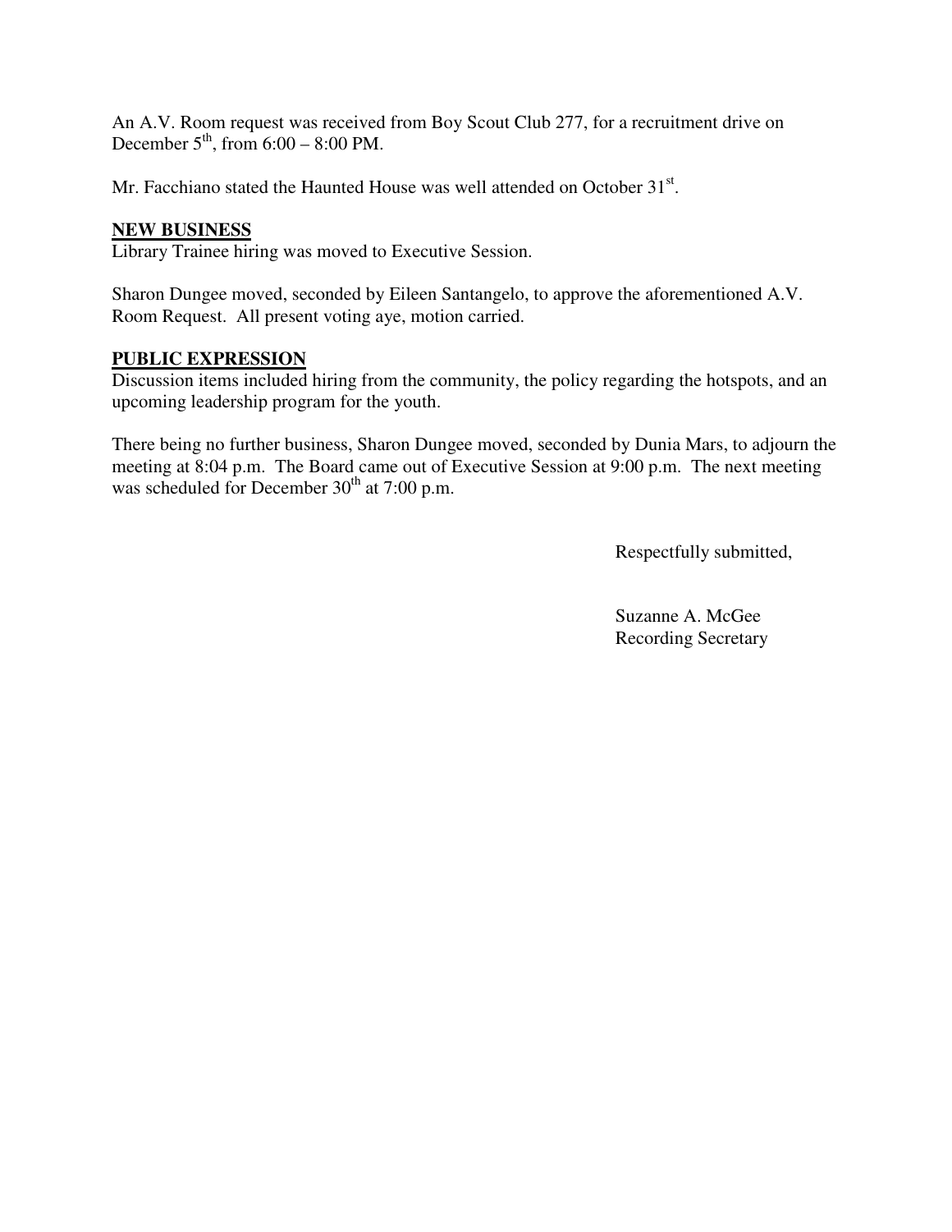An A.V. Room request was received from Boy Scout Club 277, for a recruitment drive on December 5th, from 6:00 – 8:00 PM.

Mr. Facchiano stated the Haunted House was well attended on October 31st.

**NEW BUSINESS**

Library Trainee hiring was moved to Executive Session.

Sharon Dungee moved, seconded by Eileen Santangelo, to approve the aforementioned A.V. Room Request. All present voting aye, motion carried.

**PUBLIC EXPRESSION**

Discussion items included hiring from the community, the policy regarding the hotspots, and an upcoming leadership program for the youth.

There being no further business, Sharon Dungee moved, seconded by Dunia Mars, to adjourn the meeting at 8:04 p.m. The Board came out of Executive Session at 9:00 p.m. The next meeting was scheduled for December 30th at 7:00 p.m.

Respectfully submitted,

Suzanne A. McGee
Recording Secretary